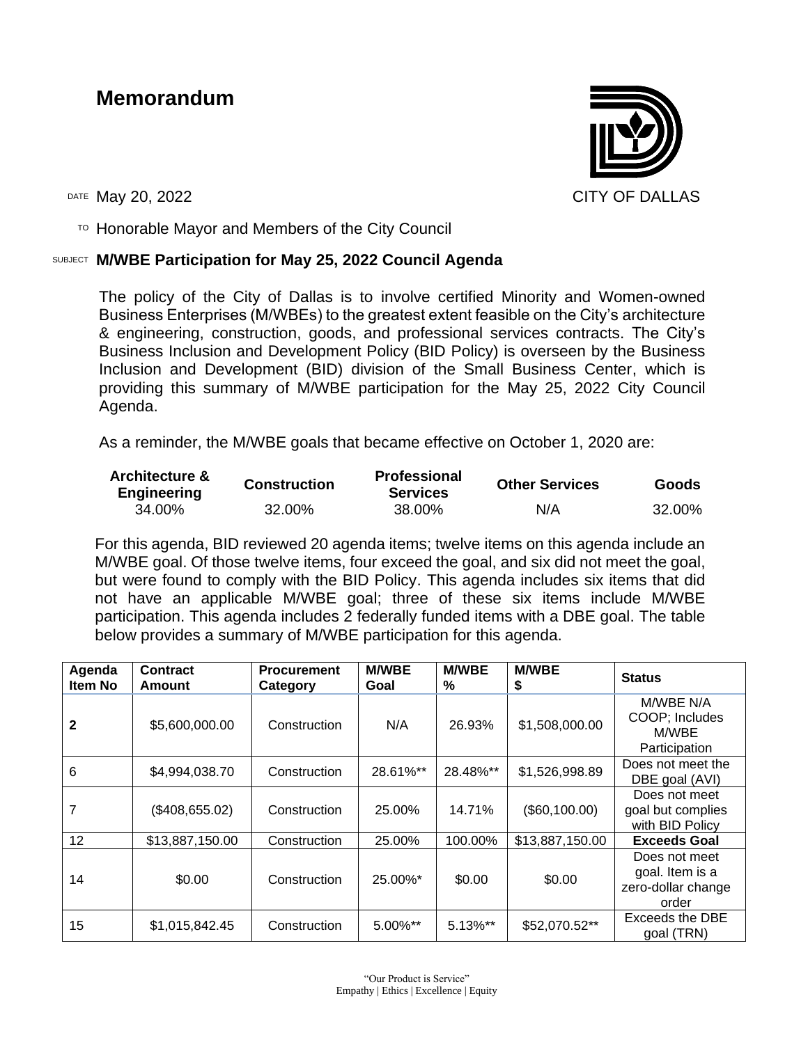# Memorandum

CITY OF DALLAS

DATE May 20, 2022

TO Honorable Mayor and Members of the City Council

SUBJECT **M/WBE Participation for May 25, 2022 Council Agenda**

The policy of the City of Dallas is to involve certified Minority and Women-owned Business Enterprises (M/WBEs) to the greatest extent feasible on the City's architecture & engineering, construction, goods, and professional services contracts. The City's Business Inclusion and Development Policy (BID Policy) is overseen by the Business Inclusion and Development (BID) division of the Small Business Center, which is providing this summary of M/WBE participation for the May 25, 2022 City Council Agenda.

As a reminder, the M/WBE goals that became effective on October 1, 2020 are:

| Architecture & Engineering | Construction | Professional Services | Other Services | Goods |
|---|---|---|---|---|
| 34.00% | 32.00% | 38.00% | N/A | 32.00% |

For this agenda, BID reviewed 20 agenda items; twelve items on this agenda include an M/WBE goal. Of those twelve items, four exceed the goal, and six did not meet the goal, but were found to comply with the BID Policy. This agenda includes six items that did not have an applicable M/WBE goal; three of these six items include M/WBE participation. This agenda includes 2 federally funded items with a DBE goal. The table below provides a summary of M/WBE participation for this agenda.

| Agenda Item No | Contract Amount | Procurement Category | M/WBE Goal | M/WBE % | M/WBE $ | Status |
|---|---|---|---|---|---|---|
| **2** | $5,600,000.00 | Construction | N/A | 26.93% | $1,508,000.00 | M/WBE N/A COOP; Includes M/WBE Participation |
| 6 | $4,994,038.70 | Construction | 28.61%** | 28.48%** | $1,526,998.89 | Does not meet the DBE goal (AVI) |
| 7 | ($408,655.02) | Construction | 25.00% | 14.71% | ($60,100.00) | Does not meet goal but complies with BID Policy |
| 12 | $13,887,150.00 | Construction | 25.00% | 100.00% | $13,887,150.00 | **Exceeds Goal** |
| 14 | $0.00 | Construction | 25.00%* | $0.00 | $0.00 | Does not meet goal. Item is a zero-dollar change order |
| 15 | $1,015,842.45 | Construction | 5.00%** | 5.13%** | $52,070.52** | Exceeds the DBE goal (TRN) |

"Our Product is Service"
Empathy | Ethics | Excellence | Equity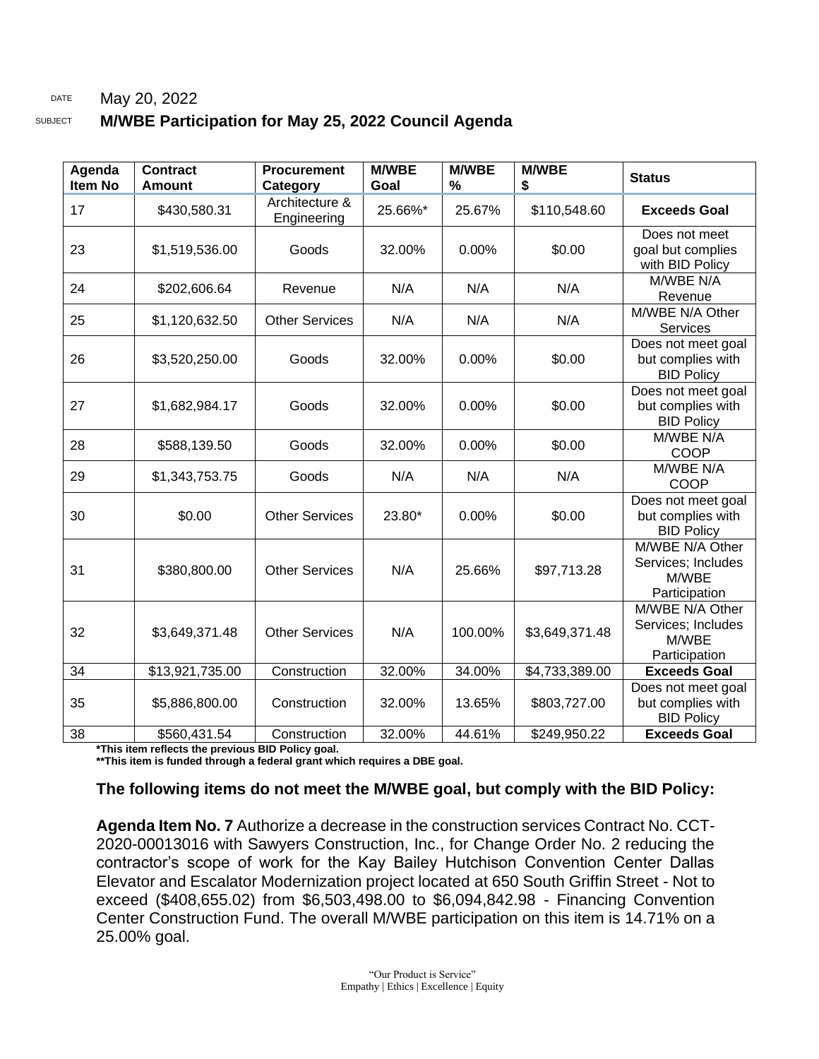DATE May 20, 2022

SUBJECT **M/WBE Participation for May 25, 2022 Council Agenda**

| Agenda Item No | Contract Amount | Procurement Category | M/WBE Goal | M/WBE % | M/WBE $ | Status |
|---|---|---|---|---|---|---|
| 17 | $430,580.31 | Architecture & Engineering | 25.66%* | 25.67% | $110,548.60 | **Exceeds Goal** |
| 23 | $1,519,536.00 | Goods | 32.00% | 0.00% | $0.00 | Does not meet goal but complies with BID Policy |
| 24 | $202,606.64 | Revenue | N/A | N/A | N/A | M/WBE N/A Revenue |
| 25 | $1,120,632.50 | Other Services | N/A | N/A | N/A | M/WBE N/A Other Services |
| 26 | $3,520,250.00 | Goods | 32.00% | 0.00% | $0.00 | Does not meet goal but complies with BID Policy |
| 27 | $1,682,984.17 | Goods | 32.00% | 0.00% | $0.00 | Does not meet goal but complies with BID Policy |
| 28 | $588,139.50 | Goods | 32.00% | 0.00% | $0.00 | M/WBE N/A COOP |
| 29 | $1,343,753.75 | Goods | N/A | N/A | N/A | M/WBE N/A COOP |
| 30 | $0.00 | Other Services | 23.80* | 0.00% | $0.00 | Does not meet goal but complies with BID Policy |
| 31 | $380,800.00 | Other Services | N/A | 25.66% | $97,713.28 | M/WBE N/A Other Services; Includes M/WBE Participation |
| 32 | $3,649,371.48 | Other Services | N/A | 100.00% | $3,649,371.48 | M/WBE N/A Other Services; Includes M/WBE Participation |
| 34 | $13,921,735.00 | Construction | 32.00% | 34.00% | $4,733,389.00 | **Exceeds Goal** |
| 35 | $5,886,800.00 | Construction | 32.00% | 13.65% | $803,727.00 | Does not meet goal but complies with BID Policy |
| 38 | $560,431.54 | Construction | 32.00% | 44.61% | $249,950.22 | **Exceeds Goal** |

**\*This item reflects the previous BID Policy goal.**
**\*\*This item is funded through a federal grant which requires a DBE goal.**

### The following items do not meet the M/WBE goal, but comply with the BID Policy:

**Agenda Item No. 7** Authorize a decrease in the construction services Contract No. CCT-2020-00013016 with Sawyers Construction, Inc., for Change Order No. 2 reducing the contractor's scope of work for the Kay Bailey Hutchison Convention Center Dallas Elevator and Escalator Modernization project located at 650 South Griffin Street - Not to exceed ($408,655.02) from $6,503,498.00 to $6,094,842.98 - Financing Convention Center Construction Fund. The overall M/WBE participation on this item is 14.71% on a 25.00% goal.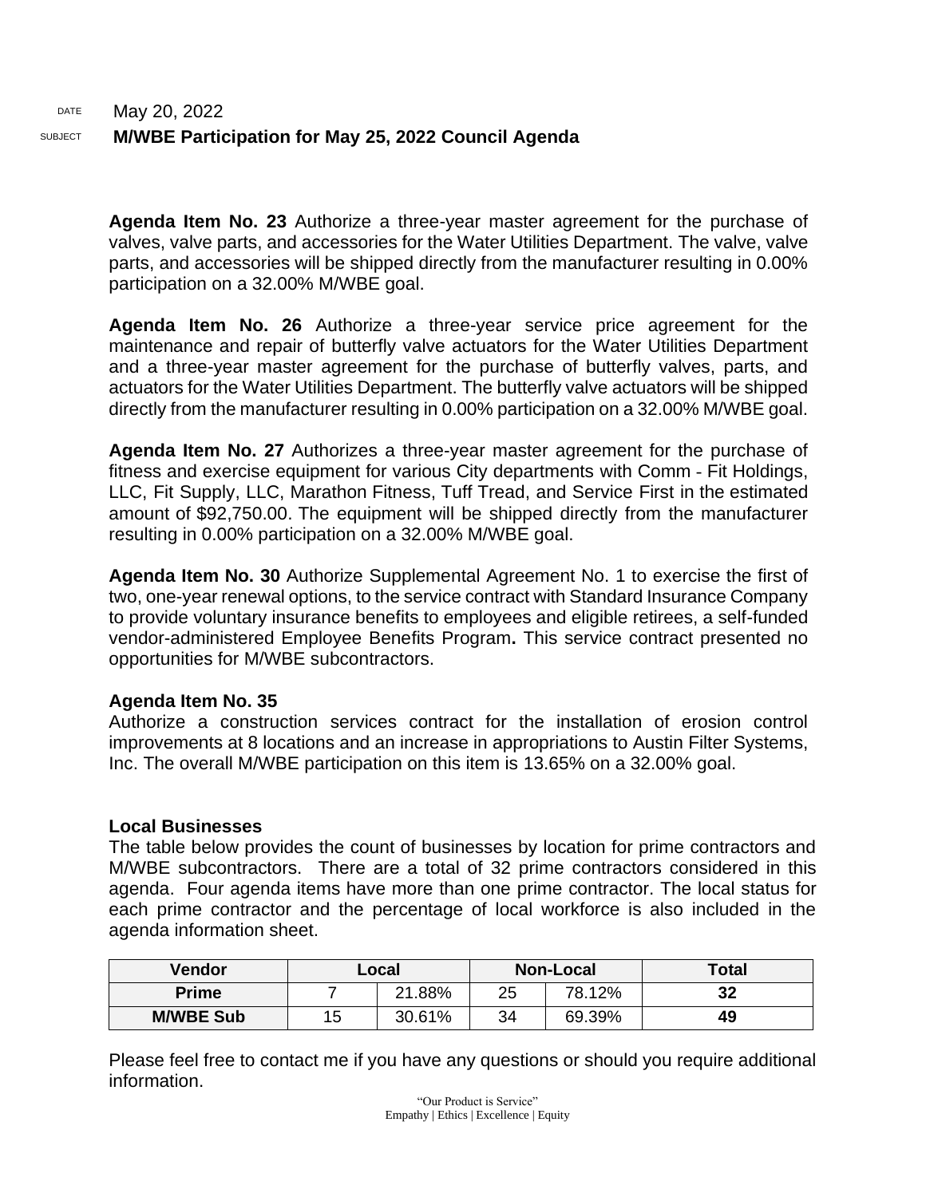DATE May 20, 2022

SUBJECT **M/WBE Participation for May 25, 2022 Council Agenda**

**Agenda Item No. 23** Authorize a three-year master agreement for the purchase of valves, valve parts, and accessories for the Water Utilities Department. The valve, valve parts, and accessories will be shipped directly from the manufacturer resulting in 0.00% participation on a 32.00% M/WBE goal.

**Agenda Item No. 26** Authorize a three-year service price agreement for the maintenance and repair of butterfly valve actuators for the Water Utilities Department and a three-year master agreement for the purchase of butterfly valves, parts, and actuators for the Water Utilities Department. The butterfly valve actuators will be shipped directly from the manufacturer resulting in 0.00% participation on a 32.00% M/WBE goal.

**Agenda Item No. 27** Authorizes a three-year master agreement for the purchase of fitness and exercise equipment for various City departments with Comm - Fit Holdings, LLC, Fit Supply, LLC, Marathon Fitness, Tuff Tread, and Service First in the estimated amount of $92,750.00. The equipment will be shipped directly from the manufacturer resulting in 0.00% participation on a 32.00% M/WBE goal.

**Agenda Item No. 30** Authorize Supplemental Agreement No. 1 to exercise the first of two, one-year renewal options, to the service contract with Standard Insurance Company to provide voluntary insurance benefits to employees and eligible retirees, a self-funded vendor-administered Employee Benefits Program**.** This service contract presented no opportunities for M/WBE subcontractors.

**Agenda Item No. 35**
Authorize a construction services contract for the installation of erosion control improvements at 8 locations and an increase in appropriations to Austin Filter Systems, Inc. The overall M/WBE participation on this item is 13.65% on a 32.00% goal.

**Local Businesses**
The table below provides the count of businesses by location for prime contractors and M/WBE subcontractors. There are a total of 32 prime contractors considered in this agenda. Four agenda items have more than one prime contractor. The local status for each prime contractor and the percentage of local workforce is also included in the agenda information sheet.

| Vendor | Local | | Non-Local | | Total |
|---|---|---|---|---|---|
| **Prime** | 7 | 21.88% | 25 | 78.12% | **32** |
| **M/WBE Sub** | 15 | 30.61% | 34 | 69.39% | **49** |

Please feel free to contact me if you have any questions or should you require additional information.

"Our Product is Service"
Empathy | Ethics | Excellence | Equity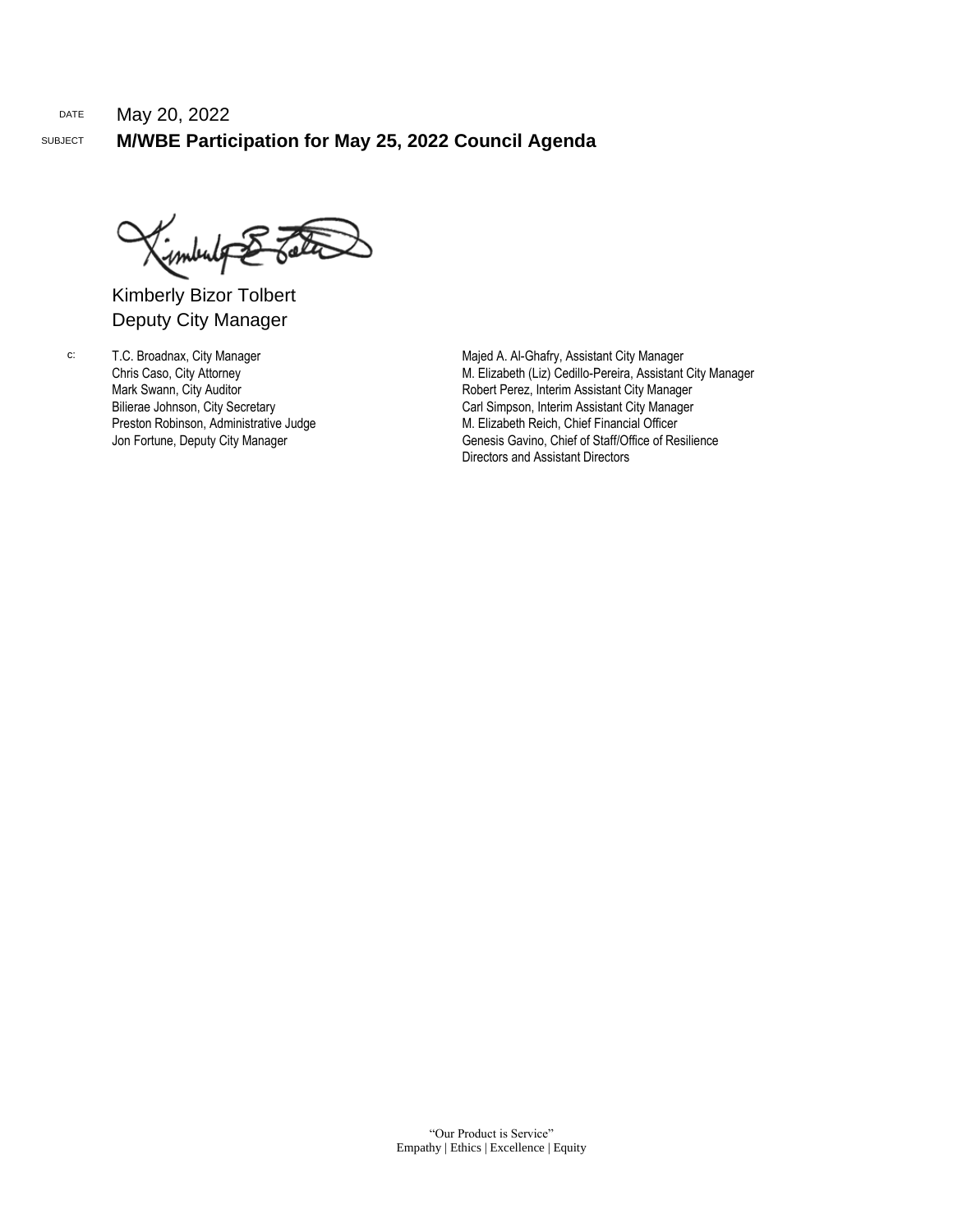DATE May 20, 2022

SUBJECT **M/WBE Participation for May 25, 2022 Council Agenda**

Kimberly Bizor Tolbert
Deputy City Manager

c: T.C. Broadnax, City Manager
Chris Caso, City Attorney
Mark Swann, City Auditor
Bilierae Johnson, City Secretary
Preston Robinson, Administrative Judge
Jon Fortune, Deputy City Manager
Majed A. Al-Ghafry, Assistant City Manager
M. Elizabeth (Liz) Cedillo-Pereira, Assistant City Manager
Robert Perez, Interim Assistant City Manager
Carl Simpson, Interim Assistant City Manager
M. Elizabeth Reich, Chief Financial Officer
Genesis Gavino, Chief of Staff/Office of Resilience
Directors and Assistant Directors

"Our Product is Service"
Empathy | Ethics | Excellence | Equity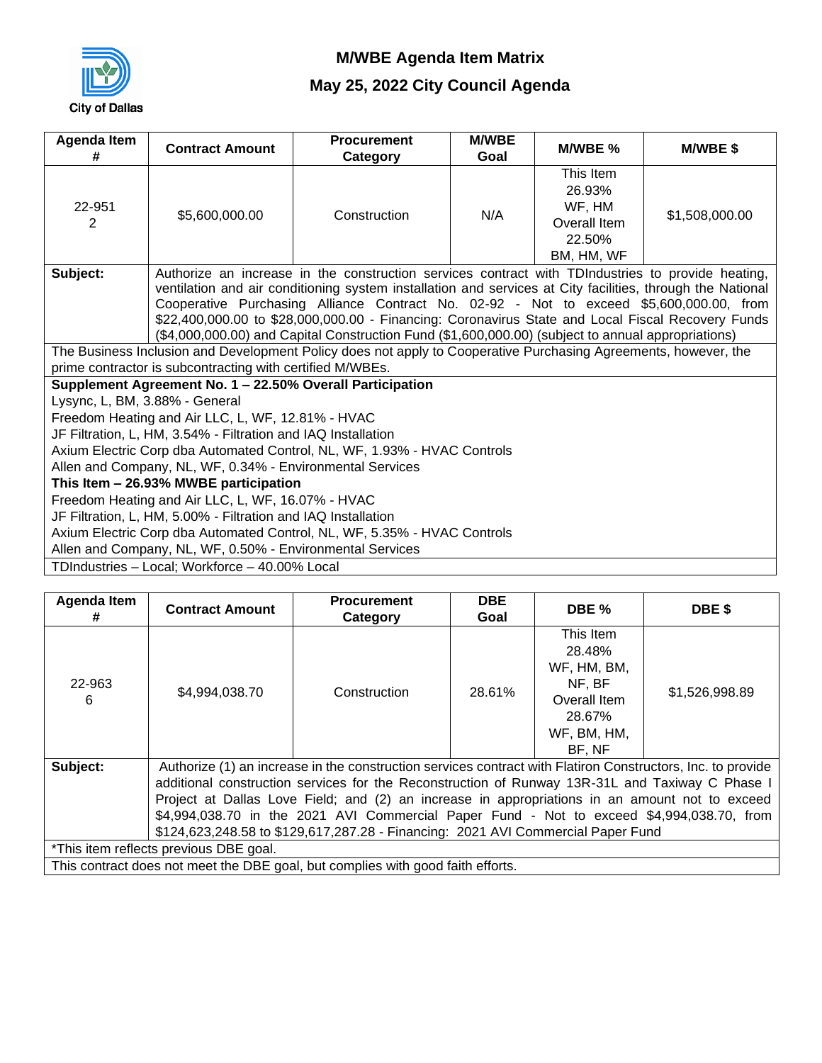# M/WBE Agenda Item Matrix

## May 25, 2022 City Council Agenda

| Agenda Item # | Contract Amount | Procurement Category | M/WBE Goal | M/WBE % | M/WBE $ |
|---|---|---|---|---|---|
| 22-951 2 | $5,600,000.00 | Construction | N/A | This Item 26.93% WF, HM Overall Item 22.50% BM, HM, WF | $1,508,000.00 |
| **Subject:** | Authorize an increase in the construction services contract with TDIndustries to provide heating, ventilation and air conditioning system installation and services at City facilities, through the National Cooperative Purchasing Alliance Contract No. 02-92 - Not to exceed $5,600,000.00, from $22,400,000.00 to $28,000,000.00 - Financing: Coronavirus State and Local Fiscal Recovery Funds ($4,000,000.00) and Capital Construction Fund ($1,600,000.00) (subject to annual appropriations) | | | | |

The Business Inclusion and Development Policy does not apply to Cooperative Purchasing Agreements, however, the prime contractor is subcontracting with certified M/WBEs.

**Supplement Agreement No. 1 – 22.50% Overall Participation**

Lysync, L, BM, 3.88% - General
Freedom Heating and Air LLC, L, WF, 12.81% - HVAC
JF Filtration, L, HM, 3.54% - Filtration and IAQ Installation
Axium Electric Corp dba Automated Control, NL, WF, 1.93% - HVAC Controls
Allen and Company, NL, WF, 0.34% - Environmental Services

**This Item – 26.93% MWBE participation**

Freedom Heating and Air LLC, L, WF, 16.07% - HVAC
JF Filtration, L, HM, 5.00% - Filtration and IAQ Installation
Axium Electric Corp dba Automated Control, NL, WF, 5.35% - HVAC Controls
Allen and Company, NL, WF, 0.50% - Environmental Services

TDIndustries – Local; Workforce – 40.00% Local

| Agenda Item # | Contract Amount | Procurement Category | DBE Goal | DBE % | DBE $ |
|---|---|---|---|---|---|
| 22-963 6 | $4,994,038.70 | Construction | 28.61% | This Item 28.48% WF, HM, BM, NF, BF Overall Item 28.67% WF, BM, HM, BF, NF | $1,526,998.89 |
| **Subject:** | Authorize (1) an increase in the construction services contract with Flatiron Constructors, Inc. to provide additional construction services for the Reconstruction of Runway 13R-31L and Taxiway C Phase I Project at Dallas Love Field; and (2) an increase in appropriations in an amount not to exceed $4,994,038.70 in the 2021 AVI Commercial Paper Fund - Not to exceed $4,994,038.70, from $124,623,248.58 to $129,617,287.28 - Financing: 2021 AVI Commercial Paper Fund | | | | |

*This item reflects previous DBE goal.

This contract does not meet the DBE goal, but complies with good faith efforts.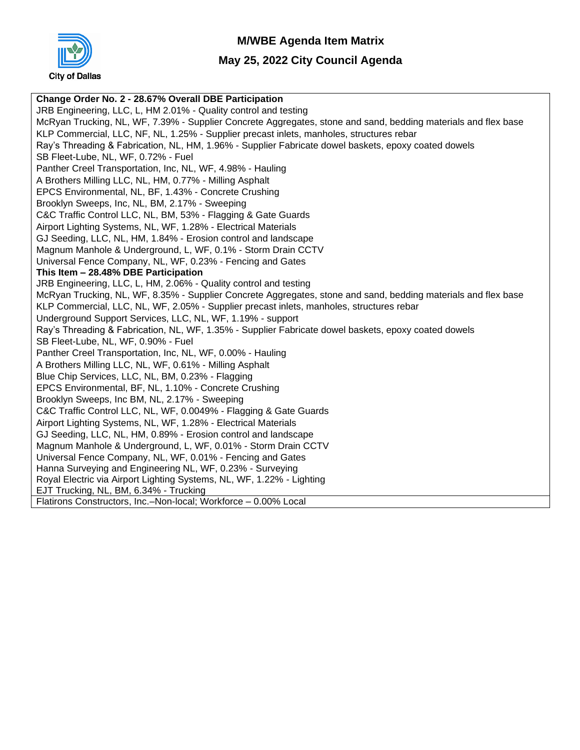# M/WBE Agenda Item Matrix

## May 25, 2022 City Council Agenda

**Change Order No. 2 - 28.67% Overall DBE Participation**
JRB Engineering, LLC, L, HM 2.01% - Quality control and testing
McRyan Trucking, NL, WF, 7.39% - Supplier Concrete Aggregates, stone and sand, bedding materials and flex base
KLP Commercial, LLC, NF, NL, 1.25% - Supplier precast inlets, manholes, structures rebar
Ray's Threading & Fabrication, NL, HM, 1.96% - Supplier Fabricate dowel baskets, epoxy coated dowels
SB Fleet-Lube, NL, WF, 0.72% - Fuel
Panther Creel Transportation, Inc, NL, WF, 4.98% - Hauling
A Brothers Milling LLC, NL, HM, 0.77% - Milling Asphalt
EPCS Environmental, NL, BF, 1.43% - Concrete Crushing
Brooklyn Sweeps, Inc, NL, BM, 2.17% - Sweeping
C&C Traffic Control LLC, NL, BM, 53% - Flagging & Gate Guards
Airport Lighting Systems, NL, WF, 1.28% - Electrical Materials
GJ Seeding, LLC, NL, HM, 1.84% - Erosion control and landscape
Magnum Manhole & Underground, L, WF, 0.1% - Storm Drain CCTV
Universal Fence Company, NL, WF, 0.23% - Fencing and Gates
**This Item – 28.48% DBE Participation**
JRB Engineering, LLC, L, HM, 2.06% - Quality control and testing
McRyan Trucking, NL, WF, 8.35% - Supplier Concrete Aggregates, stone and sand, bedding materials and flex base
KLP Commercial, LLC, NL, WF, 2.05% - Supplier precast inlets, manholes, structures rebar
Underground Support Services, LLC, NL, WF, 1.19% - support
Ray's Threading & Fabrication, NL, WF, 1.35% - Supplier Fabricate dowel baskets, epoxy coated dowels
SB Fleet-Lube, NL, WF, 0.90% - Fuel
Panther Creel Transportation, Inc, NL, WF, 0.00% - Hauling
A Brothers Milling LLC, NL, WF, 0.61% - Milling Asphalt
Blue Chip Services, LLC, NL, BM, 0.23% - Flagging
EPCS Environmental, BF, NL, 1.10% - Concrete Crushing
Brooklyn Sweeps, Inc BM, NL, 2.17% - Sweeping
C&C Traffic Control LLC, NL, WF, 0.0049% - Flagging & Gate Guards
Airport Lighting Systems, NL, WF, 1.28% - Electrical Materials
GJ Seeding, LLC, NL, HM, 0.89% - Erosion control and landscape
Magnum Manhole & Underground, L, WF, 0.01% - Storm Drain CCTV
Universal Fence Company, NL, WF, 0.01% - Fencing and Gates
Hanna Surveying and Engineering NL, WF, 0.23% - Surveying
Royal Electric via Airport Lighting Systems, NL, WF, 1.22% - Lighting
EJT Trucking, NL, BM, 6.34% - Trucking

Flatirons Constructors, Inc.–Non-local; Workforce – 0.00% Local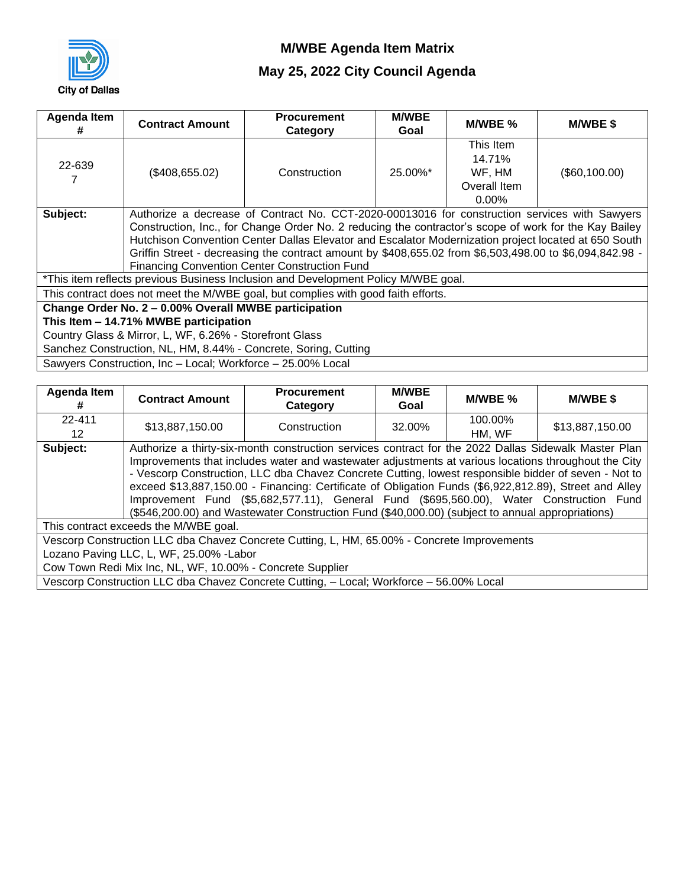City of Dallas

# M/WBE Agenda Item Matrix

## May 25, 2022 City Council Agenda

| Agenda Item # | Contract Amount | Procurement Category | M/WBE Goal | M/WBE % | M/WBE $ |
|---|---|---|---|---|---|
| 22-639 7 | ($408,655.02) | Construction | 25.00%* | This Item 14.71% WF, HM Overall Item 0.00% | ($60,100.00) |
| **Subject:** | Authorize a decrease of Contract No. CCT-2020-00013016 for construction services with Sawyers Construction, Inc., for Change Order No. 2 reducing the contractor's scope of work for the Kay Bailey Hutchison Convention Center Dallas Elevator and Escalator Modernization project located at 650 South Griffin Street - decreasing the contract amount by $408,655.02 from $6,503,498.00 to $6,094,842.98 - Financing Convention Center Construction Fund | | | | |

*This item reflects previous Business Inclusion and Development Policy M/WBE goal.

This contract does not meet the M/WBE goal, but complies with good faith efforts.

**Change Order No. 2 – 0.00% Overall MWBE participation**
**This Item – 14.71% MWBE participation**
Country Glass & Mirror, L, WF, 6.26% - Storefront Glass
Sanchez Construction, NL, HM, 8.44% - Concrete, Soring, Cutting

Sawyers Construction, Inc – Local; Workforce – 25.00% Local

| Agenda Item # | Contract Amount | Procurement Category | M/WBE Goal | M/WBE % | M/WBE $ |
|---|---|---|---|---|---|
| 22-411 12 | $13,887,150.00 | Construction | 32.00% | 100.00% HM, WF | $13,887,150.00 |
| **Subject:** | Authorize a thirty-six-month construction services contract for the 2022 Dallas Sidewalk Master Plan Improvements that includes water and wastewater adjustments at various locations throughout the City - Vescorp Construction, LLC dba Chavez Concrete Cutting, lowest responsible bidder of seven - Not to exceed $13,887,150.00 - Financing: Certificate of Obligation Funds ($6,922,812.89), Street and Alley Improvement Fund ($5,682,577.11), General Fund ($695,560.00), Water Construction Fund ($546,200.00) and Wastewater Construction Fund ($40,000.00) (subject to annual appropriations) | | | | |

This contract exceeds the M/WBE goal.

Vescorp Construction LLC dba Chavez Concrete Cutting, L, HM, 65.00% - Concrete Improvements
Lozano Paving LLC, L, WF, 25.00% -Labor
Cow Town Redi Mix Inc, NL, WF, 10.00% - Concrete Supplier

Vescorp Construction LLC dba Chavez Concrete Cutting, – Local; Workforce – 56.00% Local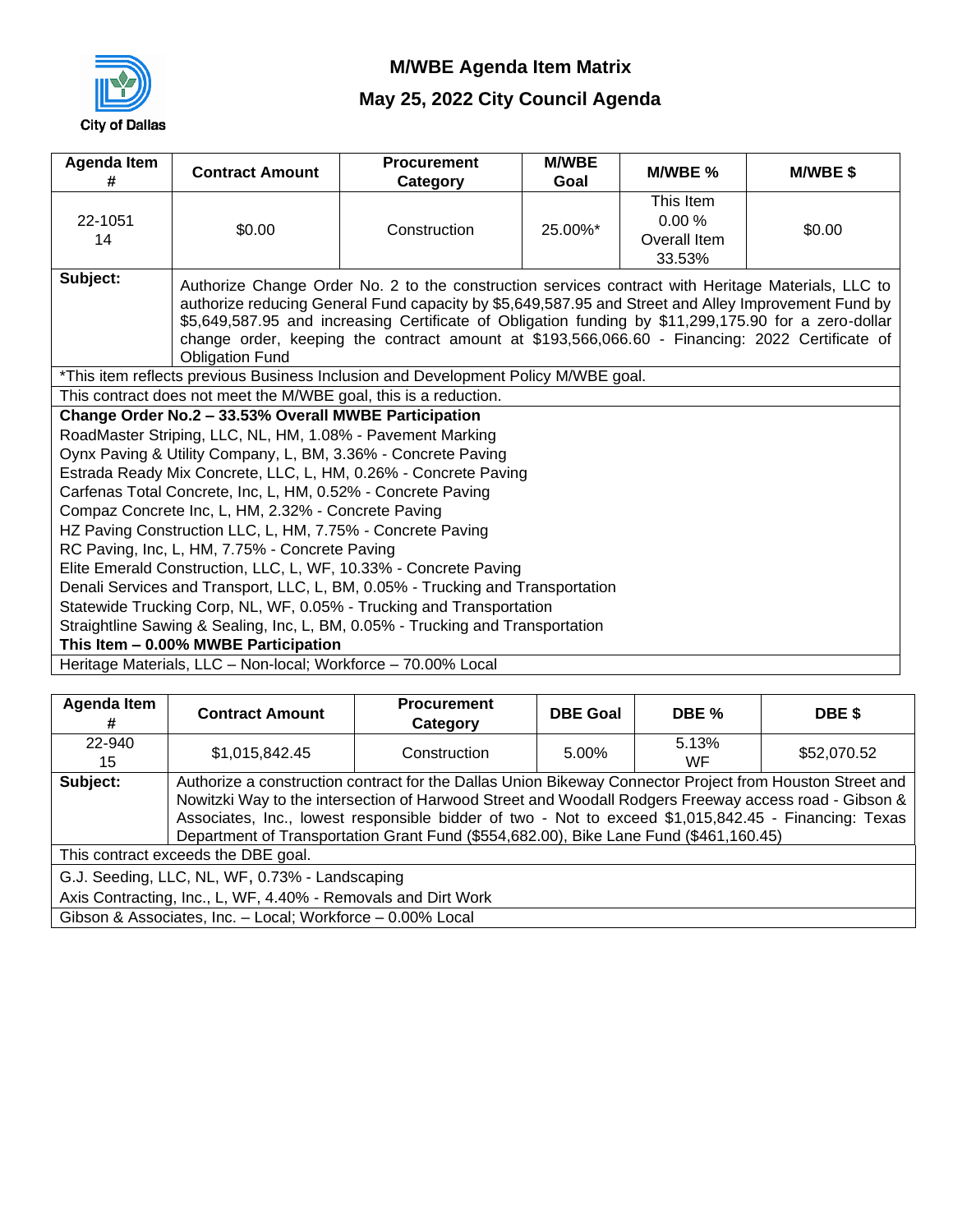City of Dallas

# M/WBE Agenda Item Matrix

## May 25, 2022 City Council Agenda

| Agenda Item # | Contract Amount | Procurement Category | M/WBE Goal | M/WBE % | M/WBE $ |
|---|---|---|---|---|---|
| 22-1051<br>14 | $0.00 | Construction | 25.00%* | This Item<br>0.00 %<br>Overall Item<br>33.53% | $0.00 |
| **Subject:** | Authorize Change Order No. 2 to the construction services contract with Heritage Materials, LLC to authorize reducing General Fund capacity by $5,649,587.95 and Street and Alley Improvement Fund by $5,649,587.95 and increasing Certificate of Obligation funding by $11,299,175.90 for a zero-dollar change order, keeping the contract amount at $193,566,066.60 - Financing: 2022 Certificate of Obligation Fund | | | | |

*This item reflects previous Business Inclusion and Development Policy M/WBE goal.

This contract does not meet the M/WBE goal, this is a reduction.

**Change Order No.2 – 33.53% Overall MWBE Participation**

RoadMaster Striping, LLC, NL, HM, 1.08% - Pavement Marking
Oynx Paving & Utility Company, L, BM, 3.36% - Concrete Paving
Estrada Ready Mix Concrete, LLC, L, HM, 0.26% - Concrete Paving
Carfenas Total Concrete, Inc, L, HM, 0.52% - Concrete Paving
Compaz Concrete Inc, L, HM, 2.32% - Concrete Paving
HZ Paving Construction LLC, L, HM, 7.75% - Concrete Paving
RC Paving, Inc, L, HM, 7.75% - Concrete Paving
Elite Emerald Construction, LLC, L, WF, 10.33% - Concrete Paving
Denali Services and Transport, LLC, L, BM, 0.05% - Trucking and Transportation
Statewide Trucking Corp, NL, WF, 0.05% - Trucking and Transportation
Straightline Sawing & Sealing, Inc, L, BM, 0.05% - Trucking and Transportation

**This Item – 0.00% MWBE Participation**

Heritage Materials, LLC – Non-local; Workforce – 70.00% Local

| Agenda Item # | Contract Amount | Procurement Category | DBE Goal | DBE % | DBE $ |
|---|---|---|---|---|---|
| 22-940<br>15 | $1,015,842.45 | Construction | 5.00% | 5.13%<br>WF | $52,070.52 |
| **Subject:** | Authorize a construction contract for the Dallas Union Bikeway Connector Project from Houston Street and Nowitzki Way to the intersection of Harwood Street and Woodall Rodgers Freeway access road - Gibson & Associates, Inc., lowest responsible bidder of two - Not to exceed $1,015,842.45 - Financing: Texas Department of Transportation Grant Fund ($554,682.00), Bike Lane Fund ($461,160.45) | | | | |

This contract exceeds the DBE goal.

G.J. Seeding, LLC, NL, WF, 0.73% - Landscaping
Axis Contracting, Inc., L, WF, 4.40% - Removals and Dirt Work

Gibson & Associates, Inc. – Local; Workforce – 0.00% Local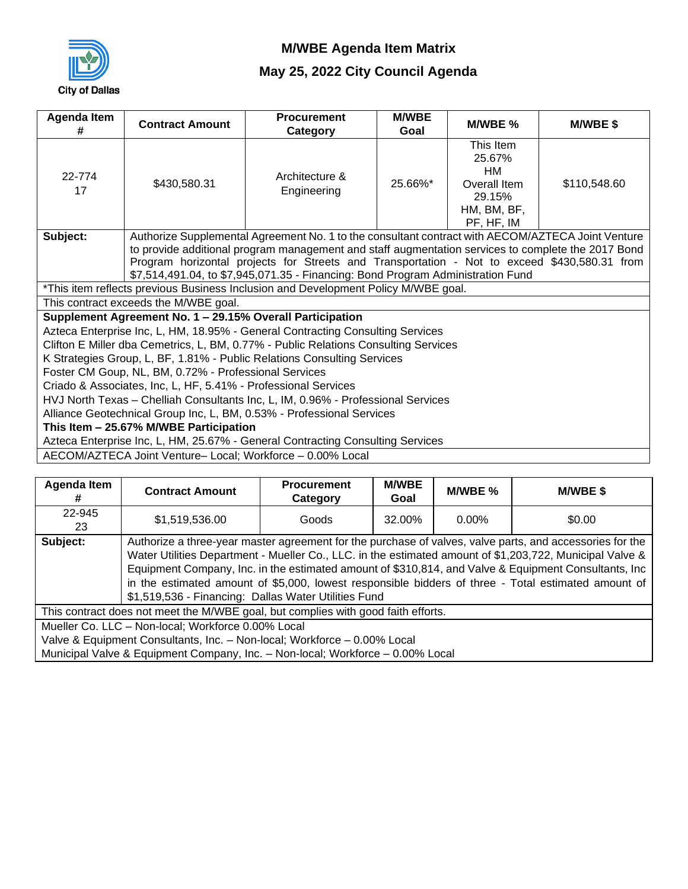# M/WBE Agenda Item Matrix

## May 25, 2022 City Council Agenda

| Agenda Item # | Contract Amount | Procurement Category | M/WBE Goal | M/WBE % | M/WBE $ |
|---|---|---|---|---|---|
| 22-774 17 | $430,580.31 | Architecture & Engineering | 25.66%* | This Item 25.67% HM Overall Item 29.15% HM, BM, BF, PF, HF, IM | $110,548.60 |
| **Subject:** | Authorize Supplemental Agreement No. 1 to the consultant contract with AECOM/AZTECA Joint Venture to provide additional program management and staff augmentation services to complete the 2017 Bond Program horizontal projects for Streets and Transportation - Not to exceed $430,580.31 from $7,514,491.04, to $7,945,071.35 - Financing: Bond Program Administration Fund | | | | |

*This item reflects previous Business Inclusion and Development Policy M/WBE goal.

This contract exceeds the M/WBE goal.

**Supplement Agreement No. 1 – 29.15% Overall Participation**

Azteca Enterprise Inc, L, HM, 18.95% - General Contracting Consulting Services
Clifton E Miller dba Cemetrics, L, BM, 0.77% - Public Relations Consulting Services
K Strategies Group, L, BF, 1.81% - Public Relations Consulting Services
Foster CM Goup, NL, BM, 0.72% - Professional Services
Criado & Associates, Inc, L, HF, 5.41% - Professional Services
HVJ North Texas – Chelliah Consultants Inc, L, IM, 0.96% - Professional Services
Alliance Geotechnical Group Inc, L, BM, 0.53% - Professional Services

**This Item – 25.67% M/WBE Participation**

Azteca Enterprise Inc, L, HM, 25.67% - General Contracting Consulting Services

AECOM/AZTECA Joint Venture– Local; Workforce – 0.00% Local

| Agenda Item # | Contract Amount | Procurement Category | M/WBE Goal | M/WBE % | M/WBE $ |
|---|---|---|---|---|---|
| 22-945 23 | $1,519,536.00 | Goods | 32.00% | 0.00% | $0.00 |
| **Subject:** | Authorize a three-year master agreement for the purchase of valves, valve parts, and accessories for the Water Utilities Department - Mueller Co., LLC. in the estimated amount of $1,203,722, Municipal Valve & Equipment Company, Inc. in the estimated amount of $310,814, and Valve & Equipment Consultants, Inc in the estimated amount of $5,000, lowest responsible bidders of three - Total estimated amount of $1,519,536 - Financing: Dallas Water Utilities Fund | | | | |

This contract does not meet the M/WBE goal, but complies with good faith efforts.

Mueller Co. LLC – Non-local; Workforce 0.00% Local
Valve & Equipment Consultants, Inc. – Non-local; Workforce – 0.00% Local
Municipal Valve & Equipment Company, Inc. – Non-local; Workforce – 0.00% Local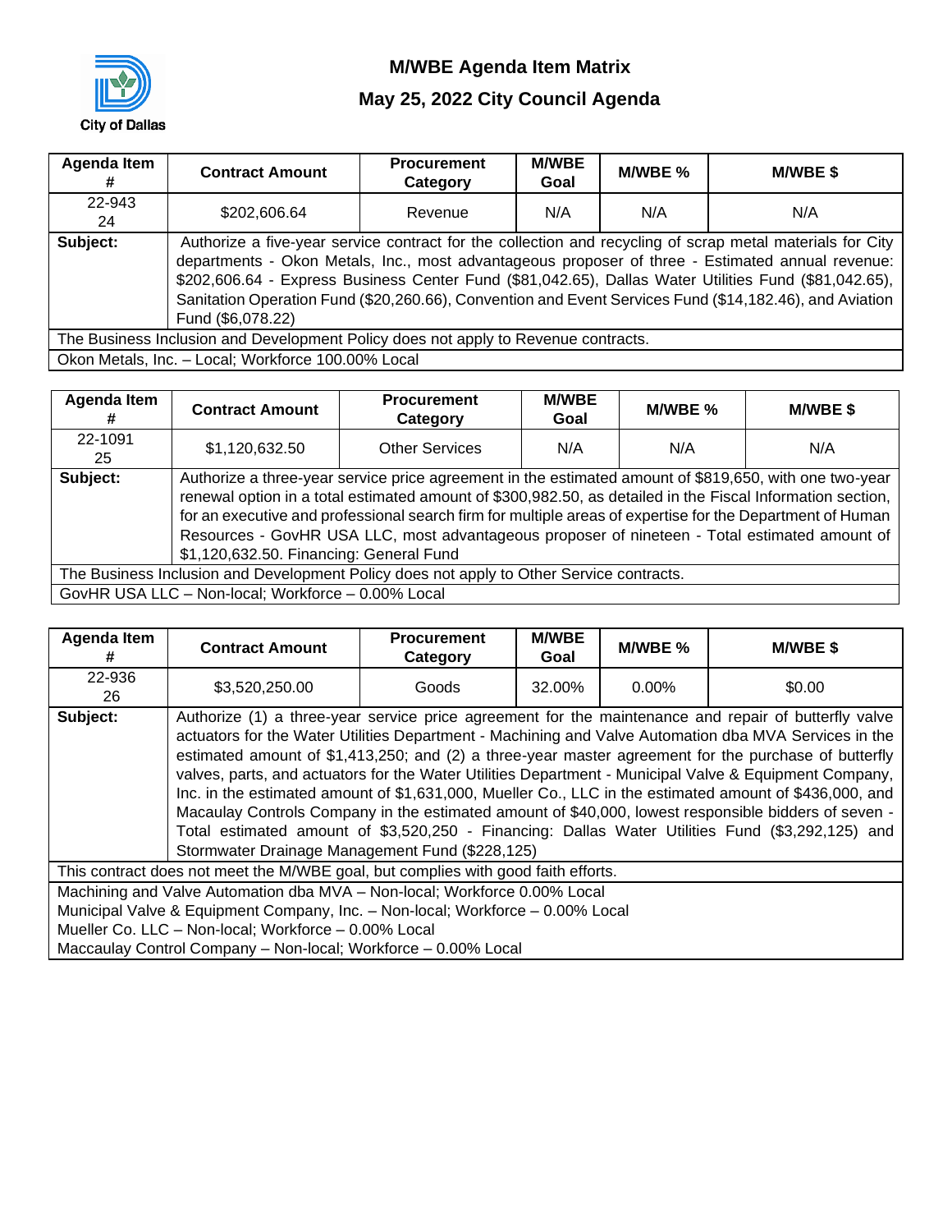City of Dallas

# M/WBE Agenda Item Matrix

## May 25, 2022 City Council Agenda

| Agenda Item # | Contract Amount | Procurement Category | M/WBE Goal | M/WBE % | M/WBE $ |
|---|---|---|---|---|---|
| 22-943 24 | $202,606.64 | Revenue | N/A | N/A | N/A |
| **Subject:** | Authorize a five-year service contract for the collection and recycling of scrap metal materials for City departments - Okon Metals, Inc., most advantageous proposer of three - Estimated annual revenue: $202,606.64 - Express Business Center Fund ($81,042.65), Dallas Water Utilities Fund ($81,042.65), Sanitation Operation Fund ($20,260.66), Convention and Event Services Fund ($14,182.46), and Aviation Fund ($6,078.22) | | | | |
| The Business Inclusion and Development Policy does not apply to Revenue contracts. | | | | | |
| Okon Metals, Inc. – Local; Workforce 100.00% Local | | | | | |

| Agenda Item # | Contract Amount | Procurement Category | M/WBE Goal | M/WBE % | M/WBE $ |
|---|---|---|---|---|---|
| 22-1091 25 | $1,120,632.50 | Other Services | N/A | N/A | N/A |
| **Subject:** | Authorize a three-year service price agreement in the estimated amount of $819,650, with one two-year renewal option in a total estimated amount of $300,982.50, as detailed in the Fiscal Information section, for an executive and professional search firm for multiple areas of expertise for the Department of Human Resources - GovHR USA LLC, most advantageous proposer of nineteen - Total estimated amount of $1,120,632.50. Financing: General Fund | | | | |
| The Business Inclusion and Development Policy does not apply to Other Service contracts. | | | | | |
| GovHR USA LLC – Non-local; Workforce – 0.00% Local | | | | | |

| Agenda Item # | Contract Amount | Procurement Category | M/WBE Goal | M/WBE % | M/WBE $ |
|---|---|---|---|---|---|
| 22-936 26 | $3,520,250.00 | Goods | 32.00% | 0.00% | $0.00 |
| **Subject:** | Authorize (1) a three-year service price agreement for the maintenance and repair of butterfly valve actuators for the Water Utilities Department - Machining and Valve Automation dba MVA Services in the estimated amount of $1,413,250; and (2) a three-year master agreement for the purchase of butterfly valves, parts, and actuators for the Water Utilities Department - Municipal Valve & Equipment Company, Inc. in the estimated amount of $1,631,000, Mueller Co., LLC in the estimated amount of $436,000, and Macaulay Controls Company in the estimated amount of $40,000, lowest responsible bidders of seven - Total estimated amount of $3,520,250 - Financing: Dallas Water Utilities Fund ($3,292,125) and Stormwater Drainage Management Fund ($228,125) | | | | |
| This contract does not meet the M/WBE goal, but complies with good faith efforts. | | | | | |
| Machining and Valve Automation dba MVA – Non-local; Workforce 0.00% Local<br>Municipal Valve & Equipment Company, Inc. – Non-local; Workforce – 0.00% Local<br>Mueller Co. LLC – Non-local; Workforce – 0.00% Local<br>Maccaulay Control Company – Non-local; Workforce – 0.00% Local | | | | | |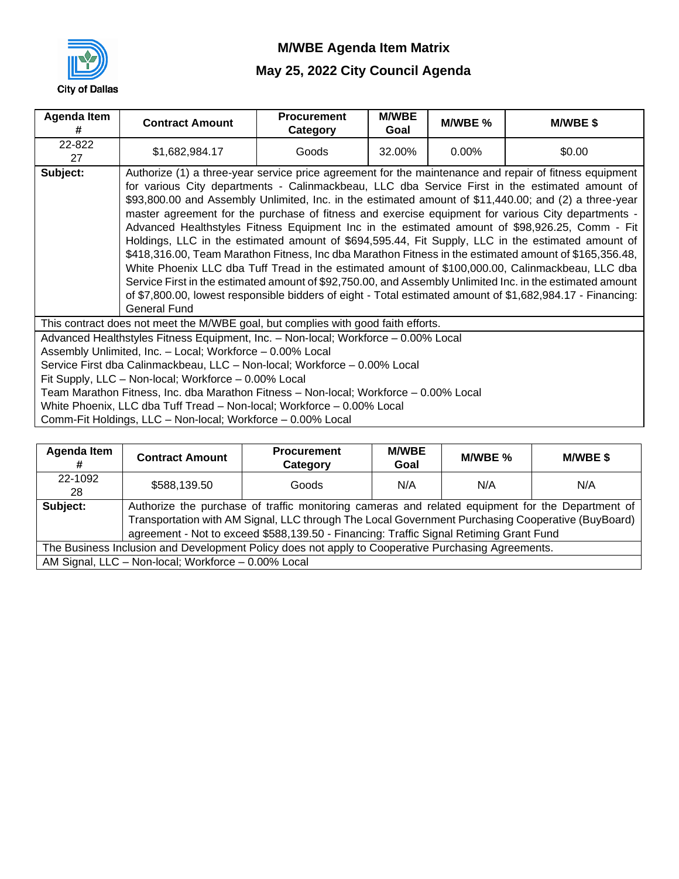City of Dallas

# M/WBE Agenda Item Matrix

## May 25, 2022 City Council Agenda

| Agenda Item # | Contract Amount | Procurement Category | M/WBE Goal | M/WBE % | M/WBE $ |
|---|---|---|---|---|---|
| 22-822 27 | $1,682,984.17 | Goods | 32.00% | 0.00% | $0.00 |
| **Subject:** | Authorize (1) a three-year service price agreement for the maintenance and repair of fitness equipment for various City departments - Calinmackbeau, LLC dba Service First in the estimated amount of $93,800.00 and Assembly Unlimited, Inc. in the estimated amount of $11,440.00; and (2) a three-year master agreement for the purchase of fitness and exercise equipment for various City departments - Advanced Healthstyles Fitness Equipment Inc in the estimated amount of $98,926.25, Comm - Fit Holdings, LLC in the estimated amount of $694,595.44, Fit Supply, LLC in the estimated amount of $418,316.00, Team Marathon Fitness, Inc dba Marathon Fitness in the estimated amount of $165,356.48, White Phoenix LLC dba Tuff Tread in the estimated amount of $100,000.00, Calinmackbeau, LLC dba Service First in the estimated amount of $92,750.00, and Assembly Unlimited Inc. in the estimated amount of $7,800.00, lowest responsible bidders of eight - Total estimated amount of $1,682,984.17 - Financing: General Fund | | | | |

This contract does not meet the M/WBE goal, but complies with good faith efforts.

Advanced Healthstyles Fitness Equipment, Inc. – Non-local; Workforce – 0.00% Local
Assembly Unlimited, Inc. – Local; Workforce – 0.00% Local
Service First dba Calinmackbeau, LLC – Non-local; Workforce – 0.00% Local
Fit Supply, LLC – Non-local; Workforce – 0.00% Local
Team Marathon Fitness, Inc. dba Marathon Fitness – Non-local; Workforce – 0.00% Local
White Phoenix, LLC dba Tuff Tread – Non-local; Workforce – 0.00% Local
Comm-Fit Holdings, LLC – Non-local; Workforce – 0.00% Local

| Agenda Item # | Contract Amount | Procurement Category | M/WBE Goal | M/WBE % | M/WBE $ |
|---|---|---|---|---|---|
| 22-1092 28 | $588,139.50 | Goods | N/A | N/A | N/A |
| **Subject:** | Authorize the purchase of traffic monitoring cameras and related equipment for the Department of Transportation with AM Signal, LLC through The Local Government Purchasing Cooperative (BuyBoard) agreement - Not to exceed $588,139.50 - Financing: Traffic Signal Retiming Grant Fund | | | | |

The Business Inclusion and Development Policy does not apply to Cooperative Purchasing Agreements.

AM Signal, LLC – Non-local; Workforce – 0.00% Local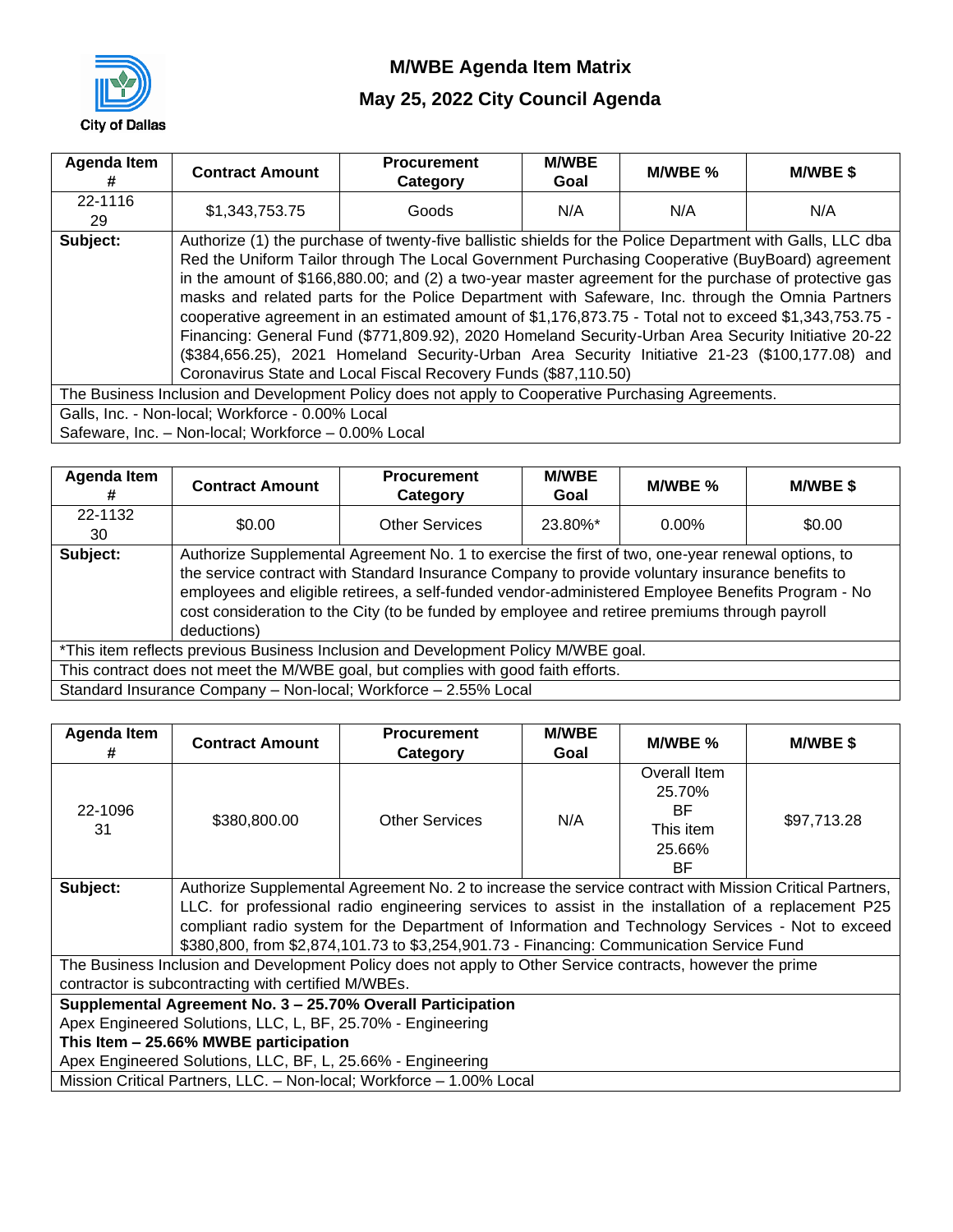City of Dallas

# M/WBE Agenda Item Matrix

## May 25, 2022 City Council Agenda

| Agenda Item # | Contract Amount | Procurement Category | M/WBE Goal | M/WBE % | M/WBE $ |
|---|---|---|---|---|---|
| 22-1116 29 | $1,343,753.75 | Goods | N/A | N/A | N/A |
| **Subject:** | Authorize (1) the purchase of twenty-five ballistic shields for the Police Department with Galls, LLC dba Red the Uniform Tailor through The Local Government Purchasing Cooperative (BuyBoard) agreement in the amount of $166,880.00; and (2) a two-year master agreement for the purchase of protective gas masks and related parts for the Police Department with Safeware, Inc. through the Omnia Partners cooperative agreement in an estimated amount of $1,176,873.75 - Total not to exceed $1,343,753.75 - Financing: General Fund ($771,809.92), 2020 Homeland Security-Urban Area Security Initiative 20-22 ($384,656.25), 2021 Homeland Security-Urban Area Security Initiative 21-23 ($100,177.08) and Coronavirus State and Local Fiscal Recovery Funds ($87,110.50) | | | | |
| The Business Inclusion and Development Policy does not apply to Cooperative Purchasing Agreements. | | | | | |
| Galls, Inc. - Non-local; Workforce - 0.00% Local<br>Safeware, Inc. – Non-local; Workforce – 0.00% Local | | | | | |

| Agenda Item # | Contract Amount | Procurement Category | M/WBE Goal | M/WBE % | M/WBE $ |
|---|---|---|---|---|---|
| 22-1132 30 | $0.00 | Other Services | 23.80%* | 0.00% | $0.00 |
| **Subject:** | Authorize Supplemental Agreement No. 1 to exercise the first of two, one-year renewal options, to the service contract with Standard Insurance Company to provide voluntary insurance benefits to employees and eligible retirees, a self-funded vendor-administered Employee Benefits Program - No cost consideration to the City (to be funded by employee and retiree premiums through payroll deductions) | | | | |
| *This item reflects previous Business Inclusion and Development Policy M/WBE goal. | | | | | |
| This contract does not meet the M/WBE goal, but complies with good faith efforts. | | | | | |
| Standard Insurance Company – Non-local; Workforce – 2.55% Local | | | | | |

| Agenda Item # | Contract Amount | Procurement Category | M/WBE Goal | M/WBE % | M/WBE $ |
|---|---|---|---|---|---|
| 22-1096 31 | $380,800.00 | Other Services | N/A | Overall Item 25.70% BF<br>This item 25.66% BF | $97,713.28 |
| **Subject:** | Authorize Supplemental Agreement No. 2 to increase the service contract with Mission Critical Partners, LLC. for professional radio engineering services to assist in the installation of a replacement P25 compliant radio system for the Department of Information and Technology Services - Not to exceed $380,800, from $2,874,101.73 to $3,254,901.73 - Financing: Communication Service Fund | | | | |
| The Business Inclusion and Development Policy does not apply to Other Service contracts, however the prime contractor is subcontracting with certified M/WBEs. | | | | | |
| **Supplemental Agreement No. 3 – 25.70% Overall Participation**<br>Apex Engineered Solutions, LLC, L, BF, 25.70% - Engineering<br>**This Item – 25.66% MWBE participation**<br>Apex Engineered Solutions, LLC, BF, L, 25.66% - Engineering | | | | | |
| Mission Critical Partners, LLC. – Non-local; Workforce – 1.00% Local | | | | | |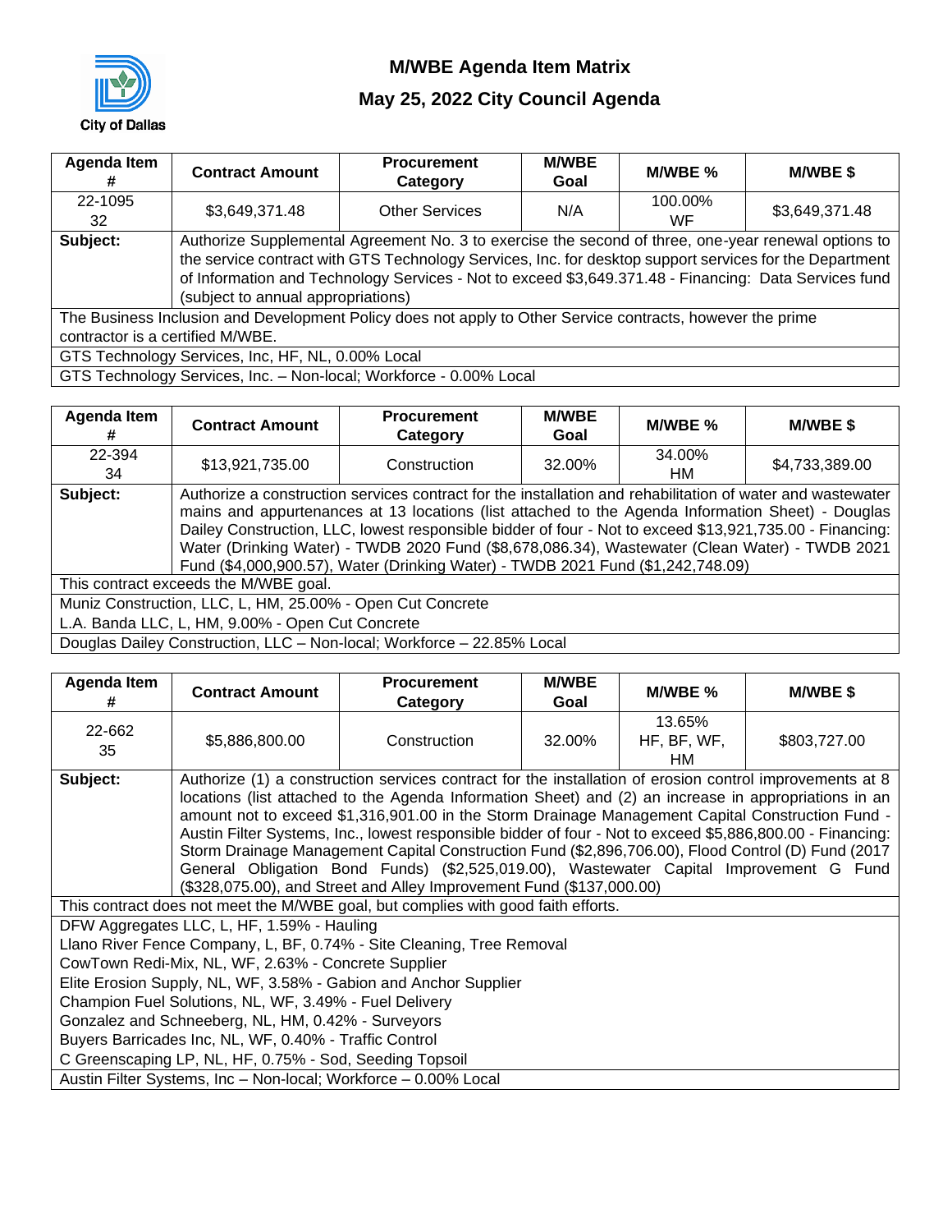City of Dallas

# M/WBE Agenda Item Matrix

## May 25, 2022 City Council Agenda

| Agenda Item # | Contract Amount | Procurement Category | M/WBE Goal | M/WBE % | M/WBE $ |
|---|---|---|---|---|---|
| 22-1095 32 | $3,649,371.48 | Other Services | N/A | 100.00% WF | $3,649,371.48 |
| **Subject:** | Authorize Supplemental Agreement No. 3 to exercise the second of three, one-year renewal options to the service contract with GTS Technology Services, Inc. for desktop support services for the Department of Information and Technology Services - Not to exceed $3,649.371.48 - Financing: Data Services fund (subject to annual appropriations) | | | | |
| The Business Inclusion and Development Policy does not apply to Other Service contracts, however the prime contractor is a certified M/WBE. | | | | | |
| GTS Technology Services, Inc, HF, NL, 0.00% Local | | | | | |
| GTS Technology Services, Inc. – Non-local; Workforce - 0.00% Local | | | | | |

| Agenda Item # | Contract Amount | Procurement Category | M/WBE Goal | M/WBE % | M/WBE $ |
|---|---|---|---|---|---|
| 22-394 34 | $13,921,735.00 | Construction | 32.00% | 34.00% HM | $4,733,389.00 |
| **Subject:** | Authorize a construction services contract for the installation and rehabilitation of water and wastewater mains and appurtenances at 13 locations (list attached to the Agenda Information Sheet) - Douglas Dailey Construction, LLC, lowest responsible bidder of four - Not to exceed $13,921,735.00 - Financing: Water (Drinking Water) - TWDB 2020 Fund ($8,678,086.34), Wastewater (Clean Water) - TWDB 2021 Fund ($4,000,900.57), Water (Drinking Water) - TWDB 2021 Fund ($1,242,748.09) | | | | |
| This contract exceeds the M/WBE goal. | | | | | |
| Muniz Construction, LLC, L, HM, 25.00% - Open Cut Concrete<br>L.A. Banda LLC, L, HM, 9.00% - Open Cut Concrete | | | | | |
| Douglas Dailey Construction, LLC – Non-local; Workforce – 22.85% Local | | | | | |

| Agenda Item # | Contract Amount | Procurement Category | M/WBE Goal | M/WBE % | M/WBE $ |
|---|---|---|---|---|---|
| 22-662 35 | $5,886,800.00 | Construction | 32.00% | 13.65% HF, BF, WF, HM | $803,727.00 |
| **Subject:** | Authorize (1) a construction services contract for the installation of erosion control improvements at 8 locations (list attached to the Agenda Information Sheet) and (2) an increase in appropriations in an amount not to exceed $1,316,901.00 in the Storm Drainage Management Capital Construction Fund - Austin Filter Systems, Inc., lowest responsible bidder of four - Not to exceed $5,886,800.00 - Financing: Storm Drainage Management Capital Construction Fund ($2,896,706.00), Flood Control (D) Fund (2017 General Obligation Bond Funds) ($2,525,019.00), Wastewater Capital Improvement G Fund ($328,075.00), and Street and Alley Improvement Fund ($137,000.00) | | | | |
| This contract does not meet the M/WBE goal, but complies with good faith efforts. | | | | | |
| DFW Aggregates LLC, L, HF, 1.59% - Hauling<br>Llano River Fence Company, L, BF, 0.74% - Site Cleaning, Tree Removal<br>CowTown Redi-Mix, NL, WF, 2.63% - Concrete Supplier<br>Elite Erosion Supply, NL, WF, 3.58% - Gabion and Anchor Supplier<br>Champion Fuel Solutions, NL, WF, 3.49% - Fuel Delivery<br>Gonzalez and Schneeberg, NL, HM, 0.42% - Surveyors<br>Buyers Barricades Inc, NL, WF, 0.40% - Traffic Control<br>C Greenscaping LP, NL, HF, 0.75% - Sod, Seeding Topsoil | | | | | |
| Austin Filter Systems, Inc – Non-local; Workforce – 0.00% Local | | | | | |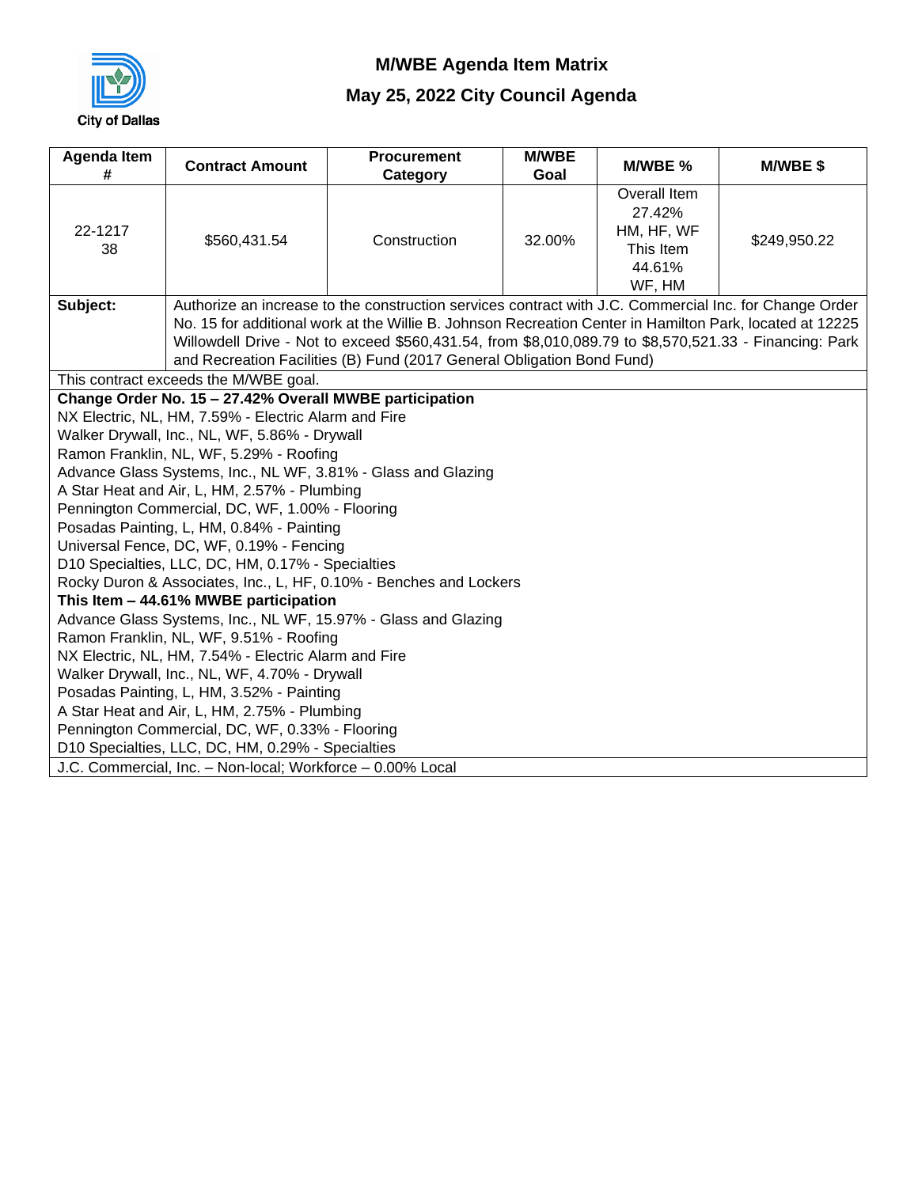City of Dallas

# M/WBE Agenda Item Matrix

## May 25, 2022 City Council Agenda

| Agenda Item # | Contract Amount | Procurement Category | M/WBE Goal | M/WBE % | M/WBE $ |
|---|---|---|---|---|---|
| 22-1217 38 | $560,431.54 | Construction | 32.00% | Overall Item 27.42% HM, HF, WF This Item 44.61% WF, HM | $249,950.22 |

**Subject:** Authorize an increase to the construction services contract with J.C. Commercial Inc. for Change Order No. 15 for additional work at the Willie B. Johnson Recreation Center in Hamilton Park, located at 12225 Willowdell Drive - Not to exceed $560,431.54, from $8,010,089.79 to $8,570,521.33 - Financing: Park and Recreation Facilities (B) Fund (2017 General Obligation Bond Fund)

This contract exceeds the M/WBE goal.

**Change Order No. 15 – 27.42% Overall MWBE participation**

NX Electric, NL, HM, 7.59% - Electric Alarm and Fire
Walker Drywall, Inc., NL, WF, 5.86% - Drywall
Ramon Franklin, NL, WF, 5.29% - Roofing
Advance Glass Systems, Inc., NL WF, 3.81% - Glass and Glazing
A Star Heat and Air, L, HM, 2.57% - Plumbing
Pennington Commercial, DC, WF, 1.00% - Flooring
Posadas Painting, L, HM, 0.84% - Painting
Universal Fence, DC, WF, 0.19% - Fencing
D10 Specialties, LLC, DC, HM, 0.17% - Specialties
Rocky Duron & Associates, Inc., L, HF, 0.10% - Benches and Lockers

**This Item – 44.61% MWBE participation**

Advance Glass Systems, Inc., NL WF, 15.97% - Glass and Glazing
Ramon Franklin, NL, WF, 9.51% - Roofing
NX Electric, NL, HM, 7.54% - Electric Alarm and Fire
Walker Drywall, Inc., NL, WF, 4.70% - Drywall
Posadas Painting, L, HM, 3.52% - Painting
A Star Heat and Air, L, HM, 2.75% - Plumbing
Pennington Commercial, DC, WF, 0.33% - Flooring
D10 Specialties, LLC, DC, HM, 0.29% - Specialties

J.C. Commercial, Inc. – Non-local; Workforce – 0.00% Local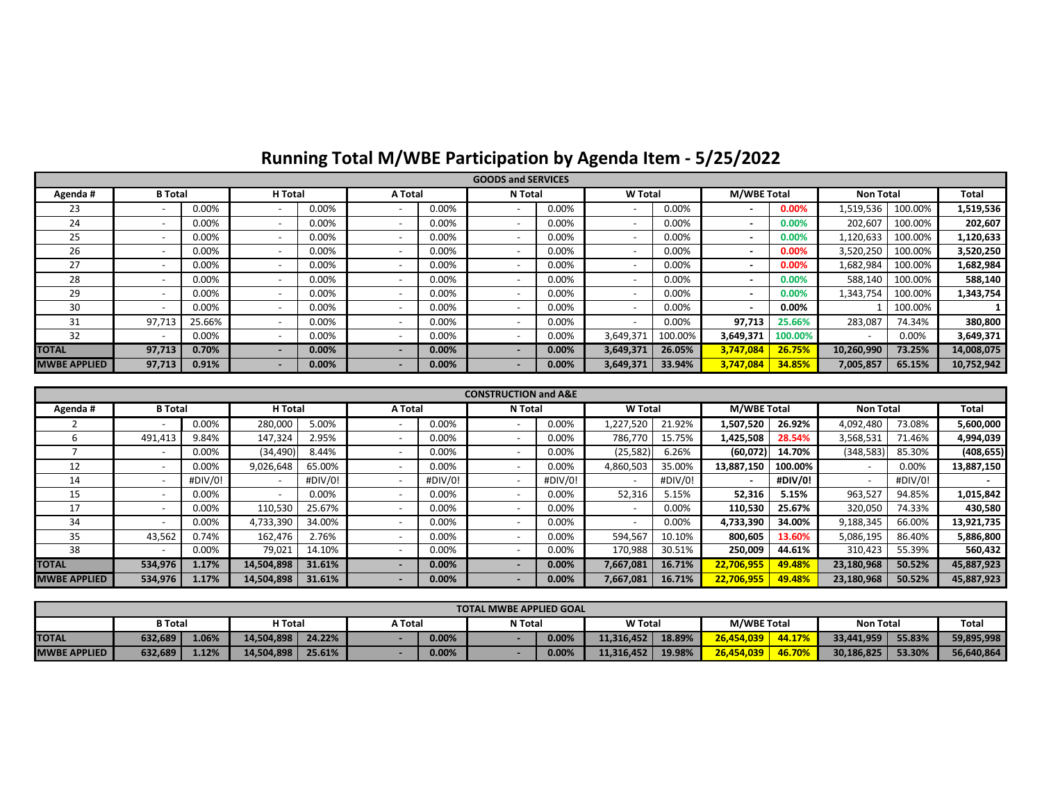# Running Total M/WBE Participation by Agenda Item - 5/25/2022

| GOODS and SERVICES | | | | | | | | | | | | | | | | |
|---|---|---|---|---|---|---|---|---|---|---|---|---|---|---|---|---|
| Agenda # | B Total | | H Total | | A Total | | N Total | | W Total | | M/WBE Total | | Non Total | | Total |
| 23 | - | 0.00% | - | 0.00% | - | 0.00% | - | 0.00% | - | 0.00% | - | 0.00% | 1,519,536 | 100.00% | 1,519,536 |
| 24 | - | 0.00% | - | 0.00% | - | 0.00% | - | 0.00% | - | 0.00% | - | 0.00% | 202,607 | 100.00% | 202,607 |
| 25 | - | 0.00% | - | 0.00% | - | 0.00% | - | 0.00% | - | 0.00% | - | 0.00% | 1,120,633 | 100.00% | 1,120,633 |
| 26 | - | 0.00% | - | 0.00% | - | 0.00% | - | 0.00% | - | 0.00% | - | 0.00% | 3,520,250 | 100.00% | 3,520,250 |
| 27 | - | 0.00% | - | 0.00% | - | 0.00% | - | 0.00% | - | 0.00% | - | 0.00% | 1,682,984 | 100.00% | 1,682,984 |
| 28 | - | 0.00% | - | 0.00% | - | 0.00% | - | 0.00% | - | 0.00% | - | 0.00% | 588,140 | 100.00% | 588,140 |
| 29 | - | 0.00% | - | 0.00% | - | 0.00% | - | 0.00% | - | 0.00% | - | 0.00% | 1,343,754 | 100.00% | 1,343,754 |
| 30 | - | 0.00% | - | 0.00% | - | 0.00% | - | 0.00% | - | 0.00% | - | 0.00% | 1 | 100.00% | 1 |
| 31 | 97,713 | 25.66% | - | 0.00% | - | 0.00% | - | 0.00% | - | 0.00% | 97,713 | 25.66% | 283,087 | 74.34% | 380,800 |
| 32 | - | 0.00% | - | 0.00% | - | 0.00% | - | 0.00% | 3,649,371 | 100.00% | 3,649,371 | 100.00% | - | 0.00% | 3,649,371 |
| **TOTAL** | **97,713** | **0.70%** | **-** | **0.00%** | **-** | **0.00%** | **-** | **0.00%** | **3,649,371** | **26.05%** | **3,747,084** | **26.75%** | **10,260,990** | **73.25%** | **14,008,075** |
| **MWBE APPLIED** | **97,713** | **0.91%** | **-** | **0.00%** | **-** | **0.00%** | **-** | **0.00%** | **3,649,371** | **33.94%** | **3,747,084** | **34.85%** | **7,005,857** | **65.15%** | **10,752,942** |

| CONSTRUCTION and A&E | | | | | | | | | | | | | | | | |
|---|---|---|---|---|---|---|---|---|---|---|---|---|---|---|---|---|
| Agenda # | B Total | | H Total | | A Total | | N Total | | W Total | | M/WBE Total | | Non Total | | Total |
| 2 | - | 0.00% | 280,000 | 5.00% | - | 0.00% | - | 0.00% | 1,227,520 | 21.92% | 1,507,520 | 26.92% | 4,092,480 | 73.08% | 5,600,000 |
| 6 | 491,413 | 9.84% | 147,324 | 2.95% | - | 0.00% | - | 0.00% | 786,770 | 15.75% | 1,425,508 | 28.54% | 3,568,531 | 71.46% | 4,994,039 |
| 7 | - | 0.00% | (34,490) | 8.44% | - | 0.00% | - | 0.00% | (25,582) | 6.26% | (60,072) | 14.70% | (348,583) | 85.30% | (408,655) |
| 12 | - | 0.00% | 9,026,648 | 65.00% | - | 0.00% | - | 0.00% | 4,860,503 | 35.00% | 13,887,150 | 100.00% | - | 0.00% | 13,887,150 |
| 14 | - | #DIV/0! | - | #DIV/0! | - | #DIV/0! | - | #DIV/0! | - | #DIV/0! | - | #DIV/0! | - | #DIV/0! | - |
| 15 | - | 0.00% | - | 0.00% | - | 0.00% | - | 0.00% | 52,316 | 5.15% | 52,316 | 5.15% | 963,527 | 94.85% | 1,015,842 |
| 17 | - | 0.00% | 110,530 | 25.67% | - | 0.00% | - | 0.00% | - | 0.00% | 110,530 | 25.67% | 320,050 | 74.33% | 430,580 |
| 34 | - | 0.00% | 4,733,390 | 34.00% | - | 0.00% | - | 0.00% | - | 0.00% | 4,733,390 | 34.00% | 9,188,345 | 66.00% | 13,921,735 |
| 35 | 43,562 | 0.74% | 162,476 | 2.76% | - | 0.00% | - | 0.00% | 594,567 | 10.10% | 800,605 | 13.60% | 5,086,195 | 86.40% | 5,886,800 |
| 38 | - | 0.00% | 79,021 | 14.10% | - | 0.00% | - | 0.00% | 170,988 | 30.51% | 250,009 | 44.61% | 310,423 | 55.39% | 560,432 |
| **TOTAL** | **534,976** | **1.17%** | **14,504,898** | **31.61%** | **-** | **0.00%** | **-** | **0.00%** | **7,667,081** | **16.71%** | **22,706,955** | **49.48%** | **23,180,968** | **50.52%** | **45,887,923** |
| **MWBE APPLIED** | **534,976** | **1.17%** | **14,504,898** | **31.61%** | **-** | **0.00%** | **-** | **0.00%** | **7,667,081** | **16.71%** | **22,706,955** | **49.48%** | **23,180,968** | **50.52%** | **45,887,923** |

| TOTAL MWBE APPLIED GOAL | | | | | | | | | | | | | | | | |
|---|---|---|---|---|---|---|---|---|---|---|---|---|---|---|---|---|
| | B Total | | H Total | | A Total | | N Total | | W Total | | M/WBE Total | | Non Total | | Total |
| **TOTAL** | **632,689** | **1.06%** | **14,504,898** | **24.22%** | **-** | **0.00%** | **-** | **0.00%** | **11,316,452** | **18.89%** | **26,454,039** | **44.17%** | **33,441,959** | **55.83%** | **59,895,998** |
| **MWBE APPLIED** | **632,689** | **1.12%** | **14,504,898** | **25.61%** | **-** | **0.00%** | **-** | **0.00%** | **11,316,452** | **19.98%** | **26,454,039** | **46.70%** | **30,186,825** | **53.30%** | **56,640,864** |